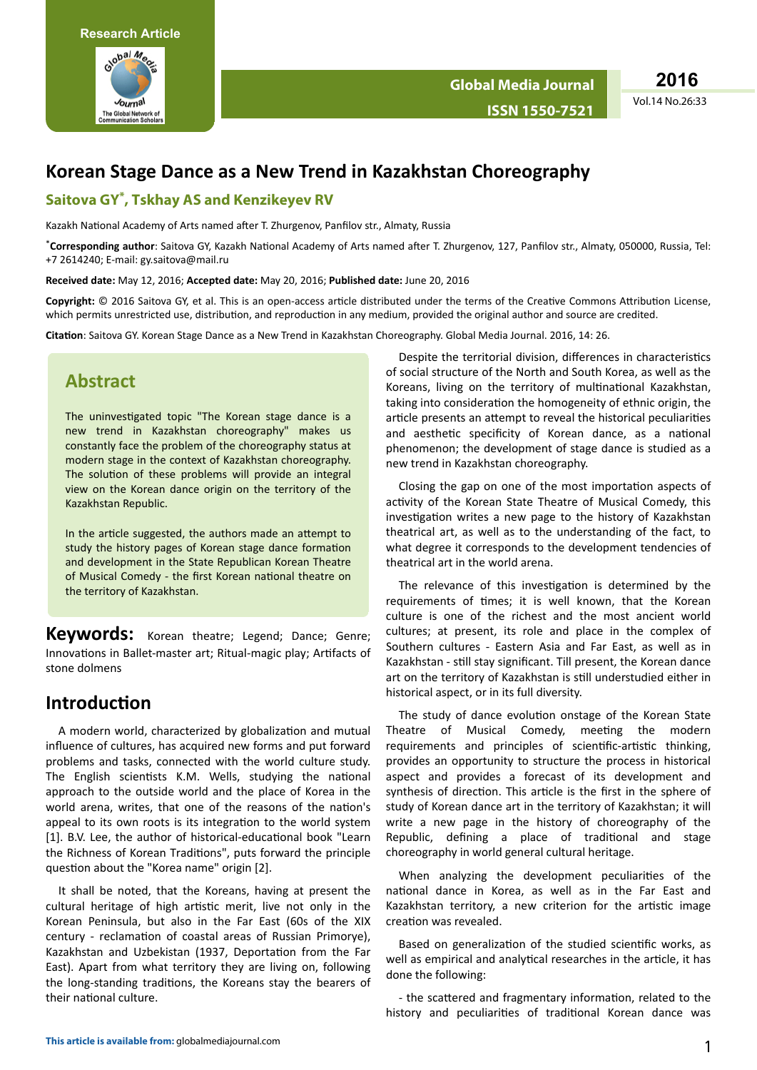Research Article

# Korean Stage Dance as a New Trend in Kazakhstan Choreography

## Saitova GY*, Tskhay AS and Kenzikeyev RV

Kazakh National Academy of Arts named after T. Zhurgenov, Panfilov str., Almaty, Russia

*Corresponding author: Saitova GY, Kazakh National Academy of Arts named after T. Zhurgenov, 127, Panfilov str., Almaty, 050000, Russia, Tel: +7 2614240; E-mail: gy.saitova@mail.ru

**Received date:** May 12, 2016; **Accepted date:** May 20, 2016; **Published date:** June 20, 2016

**Copyright:** © 2016 Saitova GY, et al. This is an open-access article distributed under the terms of the Creative Commons Attribution License, which permits unrestricted use, distribution, and reproduction in any medium, provided the original author and source are credited.

**Citation**: Saitova GY. Korean Stage Dance as a New Trend in Kazakhstan Choreography. Global Media Journal. 2016, 14: 26.

## Abstract

The uninvestigated topic "The Korean stage dance is a new trend in Kazakhstan choreography" makes us constantly face the problem of the choreography status at modern stage in the context of Kazakhstan choreography. The solution of these problems will provide an integral view on the Korean dance origin on the territory of the Kazakhstan Republic.

In the article suggested, the authors made an attempt to study the history pages of Korean stage dance formation and development in the State Republican Korean Theatre of Musical Comedy - the first Korean national theatre on the territory of Kazakhstan.

**Keywords:** Korean theatre; Legend; Dance; Genre; Innovations in Ballet-master art; Ritual-magic play; Artifacts of stone dolmens

## Introduction

A modern world, characterized by globalization and mutual influence of cultures, has acquired new forms and put forward problems and tasks, connected with the world culture study. The English scientists K.M. Wells, studying the national approach to the outside world and the place of Korea in the world arena, writes, that one of the reasons of the nation's appeal to its own roots is its integration to the world system [1]. B.V. Lee, the author of historical-educational book "Learn the Richness of Korean Traditions", puts forward the principle question about the "Korea name" origin [2].

It shall be noted, that the Koreans, having at present the cultural heritage of high artistic merit, live not only in the Korean Peninsula, but also in the Far East (60s of the XIX century - reclamation of coastal areas of Russian Primorye), Kazakhstan and Uzbekistan (1937, Deportation from the Far East). Apart from what territory they are living on, following the long-standing traditions, the Koreans stay the bearers of their national culture.

Despite the territorial division, differences in characteristics of social structure of the North and South Korea, as well as the Koreans, living on the territory of multinational Kazakhstan, taking into consideration the homogeneity of ethnic origin, the article presents an attempt to reveal the historical peculiarities and aesthetic specificity of Korean dance, as a national phenomenon; the development of stage dance is studied as a new trend in Kazakhstan choreography.

Closing the gap on one of the most importation aspects of activity of the Korean State Theatre of Musical Comedy, this investigation writes a new page to the history of Kazakhstan theatrical art, as well as to the understanding of the fact, to what degree it corresponds to the development tendencies of theatrical art in the world arena.

The relevance of this investigation is determined by the requirements of times; it is well known, that the Korean culture is one of the richest and the most ancient world cultures; at present, its role and place in the complex of Southern cultures - Eastern Asia and Far East, as well as in Kazakhstan - still stay significant. Till present, the Korean dance art on the territory of Kazakhstan is still understudied either in historical aspect, or in its full diversity.

The study of dance evolution onstage of the Korean State Theatre of Musical Comedy, meeting the modern requirements and principles of scientific-artistic thinking, provides an opportunity to structure the process in historical aspect and provides a forecast of its development and synthesis of direction. This article is the first in the sphere of study of Korean dance art in the territory of Kazakhstan; it will write a new page in the history of choreography of the Republic, defining a place of traditional and stage choreography in world general cultural heritage.

When analyzing the development peculiarities of the national dance in Korea, as well as in the Far East and Kazakhstan territory, a new criterion for the artistic image creation was revealed.

Based on generalization of the studied scientific works, as well as empirical and analytical researches in the article, it has done the following:

- the scattered and fragmentary information, related to the history and peculiarities of traditional Korean dance was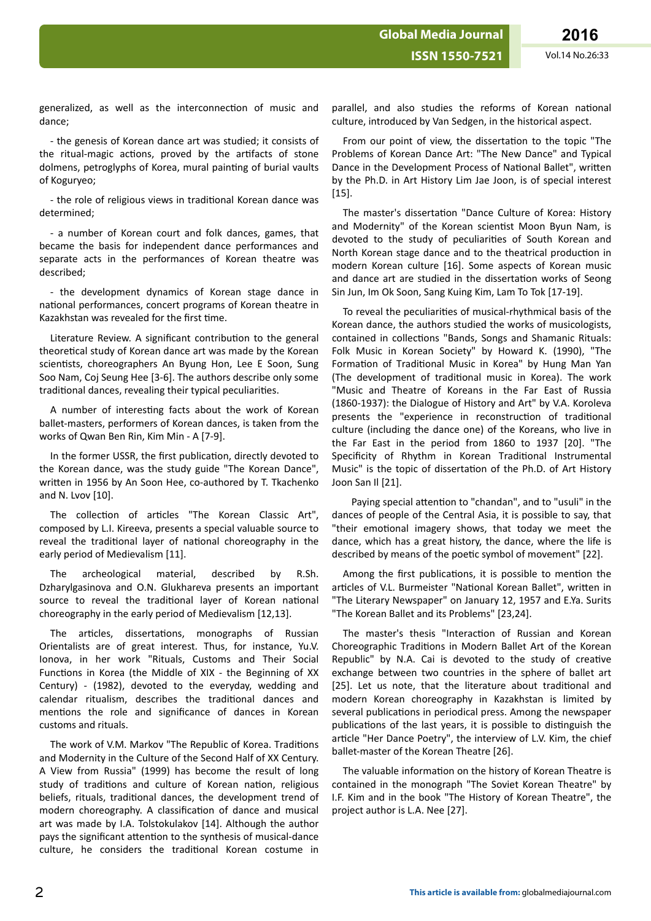generalized, as well as the interconnection of music and dance;

- the genesis of Korean dance art was studied; it consists of the ritual-magic actions, proved by the artifacts of stone dolmens, petroglyphs of Korea, mural painting of burial vaults of Koguryeo;

- the role of religious views in traditional Korean dance was determined;

- a number of Korean court and folk dances, games, that became the basis for independent dance performances and separate acts in the performances of Korean theatre was described;

- the development dynamics of Korean stage dance in national performances, concert programs of Korean theatre in Kazakhstan was revealed for the first time.

Literature Review. A significant contribution to the general theoretical study of Korean dance art was made by the Korean scientists, choreographers An Byung Hon, Lee E Soon, Sung Soo Nam, Coj Seung Hee [3-6]. The authors describe only some traditional dances, revealing their typical peculiarities.

A number of interesting facts about the work of Korean ballet-masters, performers of Korean dances, is taken from the works of Qwan Ben Rin, Kim Min - A [7-9].

In the former USSR, the first publication, directly devoted to the Korean dance, was the study guide "The Korean Dance", written in 1956 by An Soon Hee, co-authored by T. Tkachenko and N. Lvov [10].

The collection of articles "The Korean Classic Art", composed by L.I. Kireeva, presents a special valuable source to reveal the traditional layer of national choreography in the early period of Medievalism [11].

The archeological material, described by R.Sh. Dzharylgasinova and O.N. Glukhareva presents an important source to reveal the traditional layer of Korean national choreography in the early period of Medievalism [12,13].

The articles, dissertations, monographs of Russian Orientalists are of great interest. Thus, for instance, Yu.V. Ionova, in her work "Rituals, Customs and Their Social Functions in Korea (the Middle of XIX - the Beginning of XX Century) - (1982), devoted to the everyday, wedding and calendar ritualism, describes the traditional dances and mentions the role and significance of dances in Korean customs and rituals.

The work of V.M. Markov "The Republic of Korea. Traditions and Modernity in the Culture of the Second Half of XX Century. A View from Russia" (1999) has become the result of long study of traditions and culture of Korean nation, religious beliefs, rituals, traditional dances, the development trend of modern choreography. A classification of dance and musical art was made by I.A. Tolstokulakov [14]. Although the author pays the significant attention to the synthesis of musical-dance culture, he considers the traditional Korean costume in parallel, and also studies the reforms of Korean national culture, introduced by Van Sedgen, in the historical aspect.

From our point of view, the dissertation to the topic "The Problems of Korean Dance Art: "The New Dance" and Typical Dance in the Development Process of National Ballet", written by the Ph.D. in Art History Lim Jae Joon, is of special interest [15].

The master's dissertation "Dance Culture of Korea: History and Modernity" of the Korean scientist Moon Byun Nam, is devoted to the study of peculiarities of South Korean and North Korean stage dance and to the theatrical production in modern Korean culture [16]. Some aspects of Korean music and dance art are studied in the dissertation works of Seong Sin Jun, Im Ok Soon, Sang Kuing Kim, Lam To Tok [17-19].

To reveal the peculiarities of musical-rhythmical basis of the Korean dance, the authors studied the works of musicologists, contained in collections "Bands, Songs and Shamanic Rituals: Folk Music in Korean Society" by Howard K. (1990), "The Formation of Traditional Music in Korea" by Hung Man Yan (The development of traditional music in Korea). The work "Music and Theatre of Koreans in the Far East of Russia (1860-1937): the Dialogue of History and Art" by V.A. Koroleva presents the "experience in reconstruction of traditional culture (including the dance one) of the Koreans, who live in the Far East in the period from 1860 to 1937 [20]. "The Specificity of Rhythm in Korean Traditional Instrumental Music" is the topic of dissertation of the Ph.D. of Art History Joon San Il [21].

Paying special attention to "chandan", and to "usuli" in the dances of people of the Central Asia, it is possible to say, that "their emotional imagery shows, that today we meet the dance, which has a great history, the dance, where the life is described by means of the poetic symbol of movement" [22].

Among the first publications, it is possible to mention the articles of V.L. Burmeister "National Korean Ballet", written in "The Literary Newspaper" on January 12, 1957 and E.Ya. Surits "The Korean Ballet and its Problems" [23,24].

The master's thesis "Interaction of Russian and Korean Choreographic Traditions in Modern Ballet Art of the Korean Republic" by N.A. Cai is devoted to the study of creative exchange between two countries in the sphere of ballet art [25]. Let us note, that the literature about traditional and modern Korean choreography in Kazakhstan is limited by several publications in periodical press. Among the newspaper publications of the last years, it is possible to distinguish the article "Her Dance Poetry", the interview of L.V. Kim, the chief ballet-master of the Korean Theatre [26].

The valuable information on the history of Korean Theatre is contained in the monograph "The Soviet Korean Theatre" by I.F. Kim and in the book "The History of Korean Theatre", the project author is L.A. Nee [27].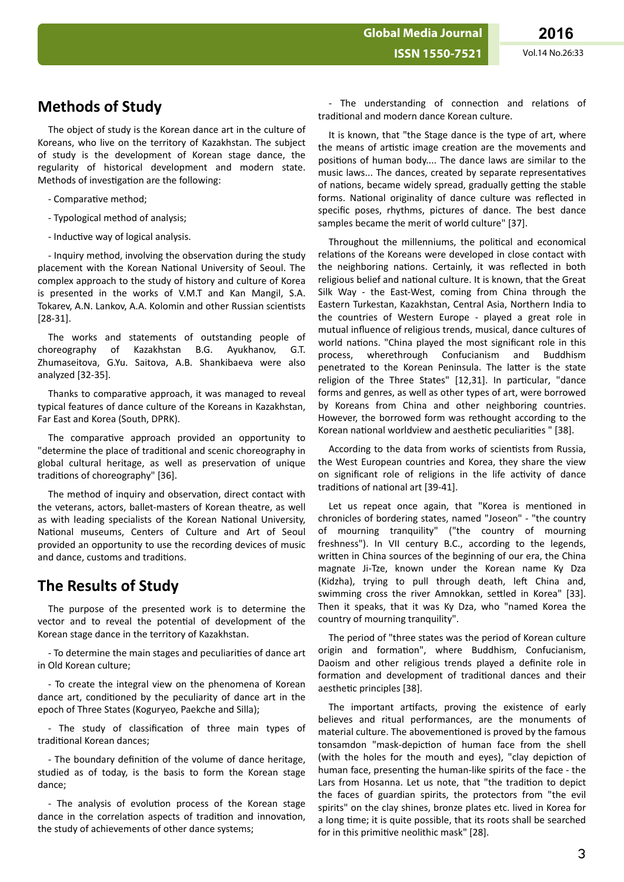## Methods of Study

The object of study is the Korean dance art in the culture of Koreans, who live on the territory of Kazakhstan. The subject of study is the development of Korean stage dance, the regularity of historical development and modern state. Methods of investigation are the following:

- Comparative method;

- Typological method of analysis;

- Inductive way of logical analysis.

- Inquiry method, involving the observation during the study placement with the Korean National University of Seoul. The complex approach to the study of history and culture of Korea is presented in the works of V.M.T and Kan Mangil, S.A. Tokarev, A.N. Lankov, A.A. Kolomin and other Russian scientists [28-31].

The works and statements of outstanding people of choreography of Kazakhstan B.G. Ayukhanov, G.T. Zhumaseitova, G.Yu. Saitova, A.B. Shankibaeva were also analyzed [32-35].

Thanks to comparative approach, it was managed to reveal typical features of dance culture of the Koreans in Kazakhstan, Far East and Korea (South, DPRK).

The comparative approach provided an opportunity to "determine the place of traditional and scenic choreography in global cultural heritage, as well as preservation of unique traditions of choreography" [36].

The method of inquiry and observation, direct contact with the veterans, actors, ballet-masters of Korean theatre, as well as with leading specialists of the Korean National University, National museums, Centers of Culture and Art of Seoul provided an opportunity to use the recording devices of music and dance, customs and traditions.

## The Results of Study

The purpose of the presented work is to determine the vector and to reveal the potential of development of the Korean stage dance in the territory of Kazakhstan.

- To determine the main stages and peculiarities of dance art in Old Korean culture;

- To create the integral view on the phenomena of Korean dance art, conditioned by the peculiarity of dance art in the epoch of Three States (Koguryeo, Paekche and Silla);

- The study of classification of three main types of traditional Korean dances;

- The boundary definition of the volume of dance heritage, studied as of today, is the basis to form the Korean stage dance;

- The analysis of evolution process of the Korean stage dance in the correlation aspects of tradition and innovation, the study of achievements of other dance systems;

- The understanding of connection and relations of traditional and modern dance Korean culture.

It is known, that "the Stage dance is the type of art, where the means of artistic image creation are the movements and positions of human body.... The dance laws are similar to the music laws... The dances, created by separate representatives of nations, became widely spread, gradually getting the stable forms. National originality of dance culture was reflected in specific poses, rhythms, pictures of dance. The best dance samples became the merit of world culture" [37].

Throughout the millenniums, the political and economical relations of the Koreans were developed in close contact with the neighboring nations. Certainly, it was reflected in both religious belief and national culture. It is known, that the Great Silk Way - the East-West, coming from China through the Eastern Turkestan, Kazakhstan, Central Asia, Northern India to the countries of Western Europe - played a great role in mutual influence of religious trends, musical, dance cultures of world nations. "China played the most significant role in this process, wherethrough Confucianism and Buddhism penetrated to the Korean Peninsula. The latter is the state religion of the Three States" [12,31]. In particular, "dance forms and genres, as well as other types of art, were borrowed by Koreans from China and other neighboring countries. However, the borrowed form was rethought according to the Korean national worldview and aesthetic peculiarities " [38].

According to the data from works of scientists from Russia, the West European countries and Korea, they share the view on significant role of religions in the life activity of dance traditions of national art [39-41].

Let us repeat once again, that "Korea is mentioned in chronicles of bordering states, named "Joseon" - "the country of mourning tranquility" ("the country of mourning freshness"). In VII century B.C., according to the legends, written in China sources of the beginning of our era, the China magnate Ji-Tze, known under the Korean name Ky Dza (Kidzha), trying to pull through death, left China and, swimming cross the river Amnokkan, settled in Korea" [33]. Then it speaks, that it was Ky Dza, who "named Korea the country of mourning tranquility".

The period of "three states was the period of Korean culture origin and formation", where Buddhism, Confucianism, Daoism and other religious trends played a definite role in formation and development of traditional dances and their aesthetic principles [38].

The important artifacts, proving the existence of early believes and ritual performances, are the monuments of material culture. The abovementioned is proved by the famous tonsamdon "mask-depiction of human face from the shell (with the holes for the mouth and eyes), "clay depiction of human face, presenting the human-like spirits of the face - the Lars from Hosanna. Let us note, that "the tradition to depict the faces of guardian spirits, the protectors from "the evil spirits" on the clay shines, bronze plates etc. lived in Korea for a long time; it is quite possible, that its roots shall be searched for in this primitive neolithic mask" [28].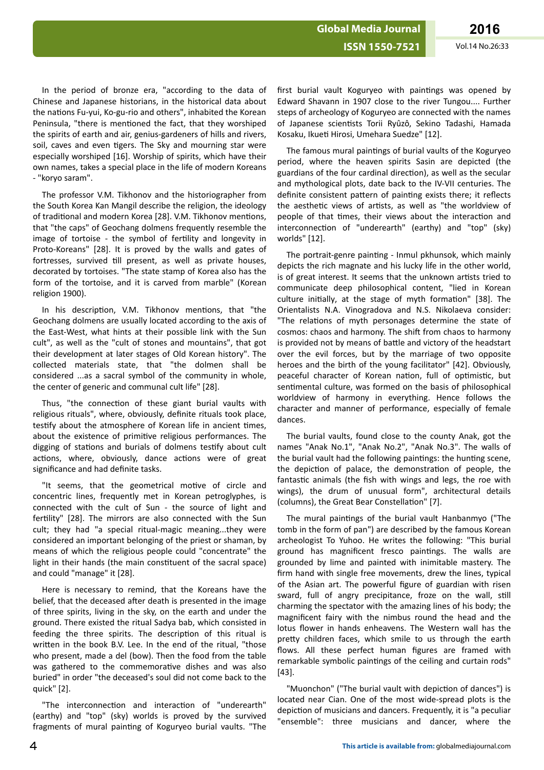In the period of bronze era, "according to the data of Chinese and Japanese historians, in the historical data about the nations Fu-yui, Ko-gu-rio and others", inhabited the Korean Peninsula, "there is mentioned the fact, that they worshiped the spirits of earth and air, genius-gardeners of hills and rivers, soil, caves and even tigers. The Sky and mourning star were especially worshiped [16]. Worship of spirits, which have their own names, takes a special place in the life of modern Koreans - "koryo saram".

The professor V.M. Tikhonov and the historiographer from the South Korea Kan Mangil describe the religion, the ideology of traditional and modern Korea [28]. V.M. Tikhonov mentions, that "the caps" of Geochang dolmens frequently resemble the image of tortoise - the symbol of fertility and longevity in Proto-Koreans" [28]. It is proved by the walls and gates of fortresses, survived till present, as well as private houses, decorated by tortoises. "The state stamp of Korea also has the form of the tortoise, and it is carved from marble" (Korean religion 1900).

In his description, V.M. Tikhonov mentions, that "the Geochang dolmens are usually located according to the axis of the East-West, what hints at their possible link with the Sun cult", as well as the "cult of stones and mountains", that got their development at later stages of Old Korean history". The collected materials state, that "the dolmen shall be considered ...as a sacral symbol of the community in whole, the center of generic and communal cult life" [28].

Thus, "the connection of these giant burial vaults with religious rituals", where, obviously, definite rituals took place, testify about the atmosphere of Korean life in ancient times, about the existence of primitive religious performances. The digging of stations and burials of dolmens testify about cult actions, where, obviously, dance actions were of great significance and had definite tasks.

"It seems, that the geometrical motive of circle and concentric lines, frequently met in Korean petroglyphes, is connected with the cult of Sun - the source of light and fertility" [28]. The mirrors are also connected with the Sun cult; they had "a special ritual-magic meaning...they were considered an important belonging of the priest or shaman, by means of which the religious people could "concentrate" the light in their hands (the main constituent of the sacral space) and could "manage" it [28].

Here is necessary to remind, that the Koreans have the belief, that the deceased after death is presented in the image of three spirits, living in the sky, on the earth and under the ground. There existed the ritual Sadya bab, which consisted in feeding the three spirits. The description of this ritual is written in the book B.V. Lee. In the end of the ritual, "those who present, made a del (bow). Then the food from the table was gathered to the commemorative dishes and was also buried" in order "the deceased's soul did not come back to the quick" [2].

"The interconnection and interaction of "underearth" (earthy) and "top" (sky) worlds is proved by the survived fragments of mural painting of Koguryeo burial vaults. "The first burial vault Koguryeo with paintings was opened by Edward Shavann in 1907 close to the river Tungou.... Further steps of archeology of Koguryeo are connected with the names of Japanese scientists Torii Ryûzô, Sekino Tadashi, Hamada Kosaku, Ikueti Hirosi, Umehara Suedze" [12].

The famous mural paintings of burial vaults of the Koguryeo period, where the heaven spirits Sasin are depicted (the guardians of the four cardinal direction), as well as the secular and mythological plots, date back to the IV-VII centuries. The definite consistent pattern of painting exists there; it reflects the aesthetic views of artists, as well as "the worldview of people of that times, their views about the interaction and interconnection of "underearth" (earthy) and "top" (sky) worlds" [12].

The portrait-genre painting - Inmul pkhunsok, which mainly depicts the rich magnate and his lucky life in the other world, is of great interest. It seems that the unknown artists tried to communicate deep philosophical content, "lied in Korean culture initially, at the stage of myth formation" [38]. The Orientalists N.A. Vinogradova and N.S. Nikolaeva consider: "The relations of myth personages determine the state of cosmos: chaos and harmony. The shift from chaos to harmony is provided not by means of battle and victory of the headstart over the evil forces, but by the marriage of two opposite heroes and the birth of the young facilitator" [42]. Obviously, peaceful character of Korean nation, full of optimistic, but sentimental culture, was formed on the basis of philosophical worldview of harmony in everything. Hence follows the character and manner of performance, especially of female dances.

The burial vaults, found close to the county Anak, got the names "Anak No.1", "Anak No.2", "Anak No.3". The walls of the burial vault had the following paintings: the hunting scene, the depiction of palace, the demonstration of people, the fantastic animals (the fish with wings and legs, the roe with wings), the drum of unusual form", architectural details (columns), the Great Bear Constellation" [7].

The mural paintings of the burial vault Hanbanmyo ("The tomb in the form of pan") are described by the famous Korean archeologist To Yuhoo. He writes the following: "This burial ground has magnificent fresco paintings. The walls are grounded by lime and painted with inimitable mastery. The firm hand with single free movements, drew the lines, typical of the Asian art. The powerful figure of guardian with risen sward, full of angry precipitance, froze on the wall, still charming the spectator with the amazing lines of his body; the magnificent fairy with the nimbus round the head and the lotus flower in hands enheavens. The Western wall has the pretty children faces, which smile to us through the earth flows. All these perfect human figures are framed with remarkable symbolic paintings of the ceiling and curtain rods" [43].

"Muonchon" ("The burial vault with depiction of dances") is located near Cian. One of the most wide-spread plots is the depiction of musicians and dancers. Frequently, it is "a peculiar "ensemble": three musicians and dancer, where the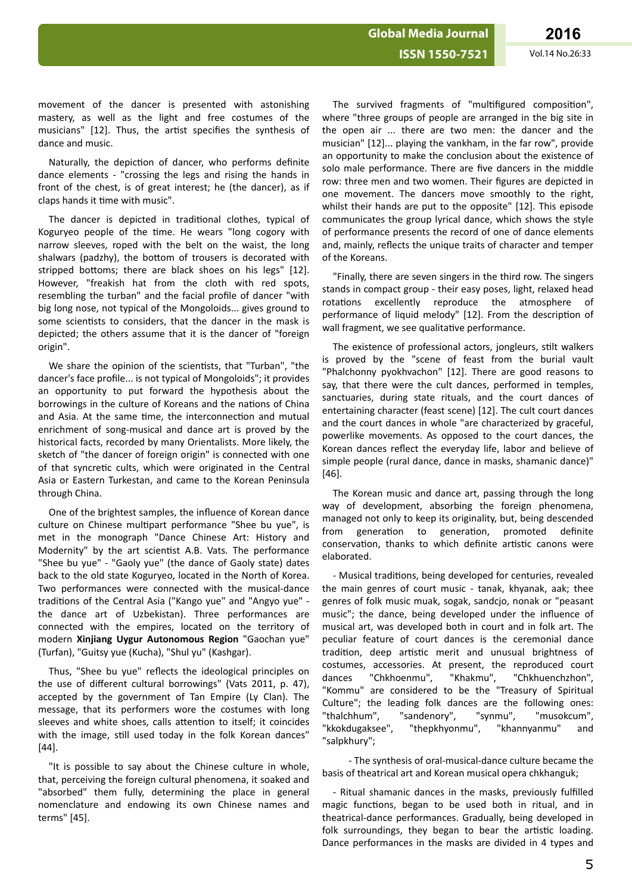movement of the dancer is presented with astonishing mastery, as well as the light and free costumes of the musicians" [12]. Thus, the artist specifies the synthesis of dance and music.

Naturally, the depiction of dancer, who performs definite dance elements - "crossing the legs and rising the hands in front of the chest, is of great interest; he (the dancer), as if claps hands it time with music".

The dancer is depicted in traditional clothes, typical of Koguryeo people of the time. He wears "long cogory with narrow sleeves, roped with the belt on the waist, the long shalwars (padzhy), the bottom of trousers is decorated with stripped bottoms; there are black shoes on his legs" [12]. However, "freakish hat from the cloth with red spots, resembling the turban" and the facial profile of dancer "with big long nose, not typical of the Mongoloids... gives ground to some scientists to considers, that the dancer in the mask is depicted; the others assume that it is the dancer of "foreign origin".

We share the opinion of the scientists, that "Turban", "the dancer's face profile... is not typical of Mongoloids"; it provides an opportunity to put forward the hypothesis about the borrowings in the culture of Koreans and the nations of China and Asia. At the same time, the interconnection and mutual enrichment of song-musical and dance art is proved by the historical facts, recorded by many Orientalists. More likely, the sketch of "the dancer of foreign origin" is connected with one of that syncretic cults, which were originated in the Central Asia or Eastern Turkestan, and came to the Korean Peninsula through China.

One of the brightest samples, the influence of Korean dance culture on Chinese multipart performance "Shee bu yue", is met in the monograph "Dance Chinese Art: History and Modernity" by the art scientist A.B. Vats. The performance "Shee bu yue" - "Gaoly yue" (the dance of Gaoly state) dates back to the old state Koguryeo, located in the North of Korea. Two performances were connected with the musical-dance traditions of the Central Asia ("Kango yue" and "Angyo yue" - the dance art of Uzbekistan). Three performances are connected with the empires, located on the territory of modern **Xinjiang Uygur Autonomous Region** "Gaochan yue" (Turfan), "Guitsy yue (Kucha), "Shul yu" (Kashgar).

Thus, "Shee bu yue" reflects the ideological principles on the use of different cultural borrowings" (Vats 2011, p. 47), accepted by the government of Tan Empire (Ly Clan). The message, that its performers wore the costumes with long sleeves and white shoes, calls attention to itself; it coincides with the image, still used today in the folk Korean dances" [44].

"It is possible to say about the Chinese culture in whole, that, perceiving the foreign cultural phenomena, it soaked and "absorbed" them fully, determining the place in general nomenclature and endowing its own Chinese names and terms" [45].

The survived fragments of "multifigured composition", where "three groups of people are arranged in the big site in the open air ... there are two men: the dancer and the musician" [12]... playing the vankham, in the far row", provide an opportunity to make the conclusion about the existence of solo male performance. There are five dancers in the middle row: three men and two women. Their figures are depicted in one movement. The dancers move smoothly to the right, whilst their hands are put to the opposite" [12]. This episode communicates the group lyrical dance, which shows the style of performance presents the record of one of dance elements and, mainly, reflects the unique traits of character and temper of the Koreans.

"Finally, there are seven singers in the third row. The singers stands in compact group - their easy poses, light, relaxed head rotations excellently reproduce the atmosphere of performance of liquid melody" [12]. From the description of wall fragment, we see qualitative performance.

The existence of professional actors, jongleurs, stilt walkers is proved by the "scene of feast from the burial vault "Phalchonny pyokhvachon" [12]. There are good reasons to say, that there were the cult dances, performed in temples, sanctuaries, during state rituals, and the court dances of entertaining character (feast scene) [12]. The cult court dances and the court dances in whole "are characterized by graceful, powerlike movements. As opposed to the court dances, the Korean dances reflect the everyday life, labor and believe of simple people (rural dance, dance in masks, shamanic dance)" [46].

The Korean music and dance art, passing through the long way of development, absorbing the foreign phenomena, managed not only to keep its originality, but, being descended from generation to generation, promoted definite conservation, thanks to which definite artistic canons were elaborated.

- Musical traditions, being developed for centuries, revealed the main genres of court music - tanak, khyanak, aak; thee genres of folk music muak, sogak, sandcjo, nonak or "peasant music"; the dance, being developed under the influence of musical art, was developed both in court and in folk art. The peculiar feature of court dances is the ceremonial dance tradition, deep artistic merit and unusual brightness of costumes, accessories. At present, the reproduced court dances "Chkhoenmu", "Khakmu", "Chkhuenchzhon", "Kommu" are considered to be the "Treasury of Spiritual Culture"; the leading folk dances are the following ones: "thalchhum", "sandenory", "synmu", "musokcum", "kkokdugaksee", "thepkhyonmu", "khannyanmu" and "salpkhury";

- The synthesis of oral-musical-dance culture became the basis of theatrical art and Korean musical opera chkhanguk;

- Ritual shamanic dances in the masks, previously fulfilled magic functions, began to be used both in ritual, and in theatrical-dance performances. Gradually, being developed in folk surroundings, they began to bear the artistic loading. Dance performances in the masks are divided in 4 types and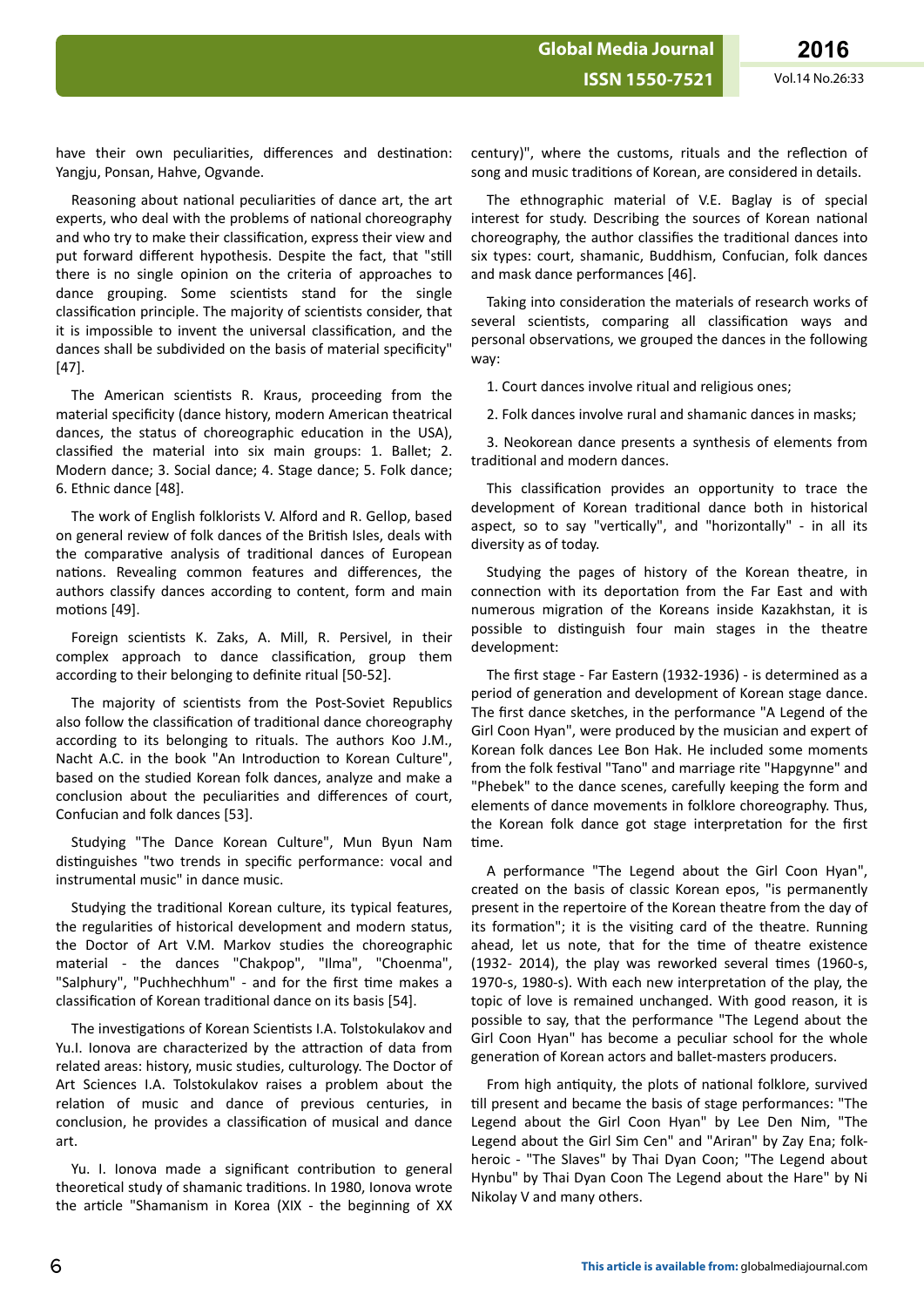have their own peculiarities, differences and destination: Yangju, Ponsan, Hahve, Ogvande.

Reasoning about national peculiarities of dance art, the art experts, who deal with the problems of national choreography and who try to make their classification, express their view and put forward different hypothesis. Despite the fact, that "still there is no single opinion on the criteria of approaches to dance grouping. Some scientists stand for the single classification principle. The majority of scientists consider, that it is impossible to invent the universal classification, and the dances shall be subdivided on the basis of material specificity" [47].

The American scientists R. Kraus, proceeding from the material specificity (dance history, modern American theatrical dances, the status of choreographic education in the USA), classified the material into six main groups: 1. Ballet; 2. Modern dance; 3. Social dance; 4. Stage dance; 5. Folk dance; 6. Ethnic dance [48].

The work of English folklorists V. Alford and R. Gellop, based on general review of folk dances of the British Isles, deals with the comparative analysis of traditional dances of European nations. Revealing common features and differences, the authors classify dances according to content, form and main motions [49].

Foreign scientists K. Zaks, A. Mill, R. Persivel, in their complex approach to dance classification, group them according to their belonging to definite ritual [50-52].

The majority of scientists from the Post-Soviet Republics also follow the classification of traditional dance choreography according to its belonging to rituals. The authors Koo J.M., Nacht A.C. in the book "An Introduction to Korean Culture", based on the studied Korean folk dances, analyze and make a conclusion about the peculiarities and differences of court, Confucian and folk dances [53].

Studying "The Dance Korean Culture", Mun Byun Nam distinguishes "two trends in specific performance: vocal and instrumental music" in dance music.

Studying the traditional Korean culture, its typical features, the regularities of historical development and modern status, the Doctor of Art V.M. Markov studies the choreographic material - the dances "Chakpop", "Ilma", "Choenma", "Salphury", "Puchhechhum" - and for the first time makes a classification of Korean traditional dance on its basis [54].

The investigations of Korean Scientists I.A. Tolstokulakov and Yu.I. Ionova are characterized by the attraction of data from related areas: history, music studies, culturology. The Doctor of Art Sciences I.A. Tolstokulakov raises a problem about the relation of music and dance of previous centuries, in conclusion, he provides a classification of musical and dance art.

Yu. I. Ionova made a significant contribution to general theoretical study of shamanic traditions. In 1980, Ionova wrote the article "Shamanism in Korea (XIX - the beginning of XX century)", where the customs, rituals and the reflection of song and music traditions of Korean, are considered in details.

The ethnographic material of V.E. Baglay is of special interest for study. Describing the sources of Korean national choreography, the author classifies the traditional dances into six types: court, shamanic, Buddhism, Confucian, folk dances and mask dance performances [46].

Taking into consideration the materials of research works of several scientists, comparing all classification ways and personal observations, we grouped the dances in the following way:

1. Court dances involve ritual and religious ones;

2. Folk dances involve rural and shamanic dances in masks;

3. Neokorean dance presents a synthesis of elements from traditional and modern dances.

This classification provides an opportunity to trace the development of Korean traditional dance both in historical aspect, so to say "vertically", and "horizontally" - in all its diversity as of today.

Studying the pages of history of the Korean theatre, in connection with its deportation from the Far East and with numerous migration of the Koreans inside Kazakhstan, it is possible to distinguish four main stages in the theatre development:

The first stage - Far Eastern (1932-1936) - is determined as a period of generation and development of Korean stage dance. The first dance sketches, in the performance "A Legend of the Girl Coon Hyan", were produced by the musician and expert of Korean folk dances Lee Bon Hak. He included some moments from the folk festival "Tano" and marriage rite "Hapgynne" and "Phebek" to the dance scenes, carefully keeping the form and elements of dance movements in folklore choreography. Thus, the Korean folk dance got stage interpretation for the first time.

A performance "The Legend about the Girl Coon Hyan", created on the basis of classic Korean epos, "is permanently present in the repertoire of the Korean theatre from the day of its formation"; it is the visiting card of the theatre. Running ahead, let us note, that for the time of theatre existence (1932- 2014), the play was reworked several times (1960-s, 1970-s, 1980-s). With each new interpretation of the play, the topic of love is remained unchanged. With good reason, it is possible to say, that the performance "The Legend about the Girl Coon Hyan" has become a peculiar school for the whole generation of Korean actors and ballet-masters producers.

From high antiquity, the plots of national folklore, survived till present and became the basis of stage performances: "The Legend about the Girl Coon Hyan" by Lee Den Nim, "The Legend about the Girl Sim Cen" and "Ariran" by Zay Ena; folk-heroic - "The Slaves" by Thai Dyan Coon; "The Legend about Hynbu" by Thai Dyan Coon The Legend about the Hare" by Ni Nikolay V and many others.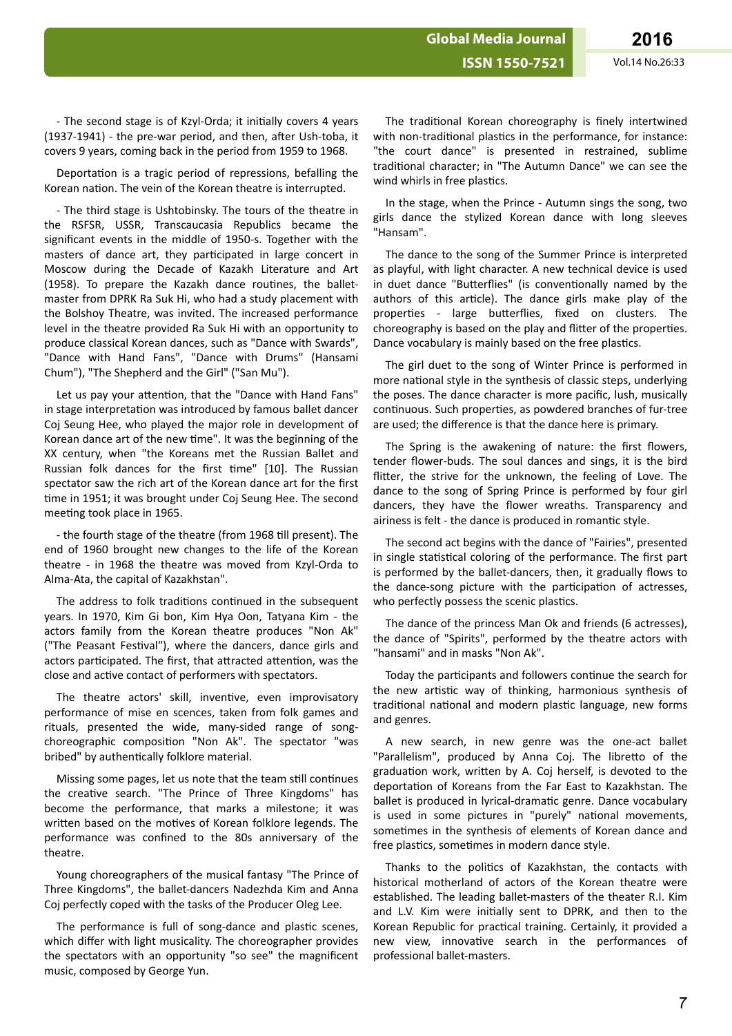- The second stage is of Kzyl-Orda; it initially covers 4 years (1937-1941) - the pre-war period, and then, after Ush-toba, it covers 9 years, coming back in the period from 1959 to 1968.

Deportation is a tragic period of repressions, befalling the Korean nation. The vein of the Korean theatre is interrupted.

- The third stage is Ushtobinsky. The tours of the theatre in the RSFSR, USSR, Transcaucasia Republics became the significant events in the middle of 1950-s. Together with the masters of dance art, they participated in large concert in Moscow during the Decade of Kazakh Literature and Art (1958). To prepare the Kazakh dance routines, the ballet-master from DPRK Ra Suk Hi, who had a study placement with the Bolshoy Theatre, was invited. The increased performance level in the theatre provided Ra Suk Hi with an opportunity to produce classical Korean dances, such as "Dance with Swards", "Dance with Hand Fans", "Dance with Drums" (Hansami Chum"), "The Shepherd and the Girl" ("San Mu").

Let us pay your attention, that the "Dance with Hand Fans" in stage interpretation was introduced by famous ballet dancer Coj Seung Hee, who played the major role in development of Korean dance art of the new time". It was the beginning of the XX century, when "the Koreans met the Russian Ballet and Russian folk dances for the first time" [10]. The Russian spectator saw the rich art of the Korean dance art for the first time in 1951; it was brought under Coj Seung Hee. The second meeting took place in 1965.

- the fourth stage of the theatre (from 1968 till present). The end of 1960 brought new changes to the life of the Korean theatre - in 1968 the theatre was moved from Kzyl-Orda to Alma-Ata, the capital of Kazakhstan".

The address to folk traditions continued in the subsequent years. In 1970, Kim Gi bon, Kim Hya Oon, Tatyana Kim - the actors family from the Korean theatre produces "Non Ak" ("The Peasant Festival"), where the dancers, dance girls and actors participated. The first, that attracted attention, was the close and active contact of performers with spectators.

The theatre actors' skill, inventive, even improvisatory performance of mise en scences, taken from folk games and rituals, presented the wide, many-sided range of song-choreographic composition "Non Ak". The spectator "was bribed" by authentically folklore material.

Missing some pages, let us note that the team still continues the creative search. "The Prince of Three Kingdoms" has become the performance, that marks a milestone; it was written based on the motives of Korean folklore legends. The performance was confined to the 80s anniversary of the theatre.

Young choreographers of the musical fantasy "The Prince of Three Kingdoms", the ballet-dancers Nadezhda Kim and Anna Coj perfectly coped with the tasks of the Producer Oleg Lee.

The performance is full of song-dance and plastic scenes, which differ with light musicality. The choreographer provides the spectators with an opportunity "so see" the magnificent music, composed by George Yun.

The traditional Korean choreography is finely intertwined with non-traditional plastics in the performance, for instance: "the court dance" is presented in restrained, sublime traditional character; in "The Autumn Dance" we can see the wind whirls in free plastics.

In the stage, when the Prince - Autumn sings the song, two girls dance the stylized Korean dance with long sleeves "Hansam".

The dance to the song of the Summer Prince is interpreted as playful, with light character. A new technical device is used in duet dance "Butterflies" (is conventionally named by the authors of this article). The dance girls make play of the properties - large butterflies, fixed on clusters. The choreography is based on the play and flitter of the properties. Dance vocabulary is mainly based on the free plastics.

The girl duet to the song of Winter Prince is performed in more national style in the synthesis of classic steps, underlying the poses. The dance character is more pacific, lush, musically continuous. Such properties, as powdered branches of fur-tree are used; the difference is that the dance here is primary.

The Spring is the awakening of nature: the first flowers, tender flower-buds. The soul dances and sings, it is the bird flitter, the strive for the unknown, the feeling of Love. The dance to the song of Spring Prince is performed by four girl dancers, they have the flower wreaths. Transparency and airiness is felt - the dance is produced in romantic style.

The second act begins with the dance of "Fairies", presented in single statistical coloring of the performance. The first part is performed by the ballet-dancers, then, it gradually flows to the dance-song picture with the participation of actresses, who perfectly possess the scenic plastics.

The dance of the princess Man Ok and friends (6 actresses), the dance of "Spirits", performed by the theatre actors with "hansami" and in masks "Non Ak".

Today the participants and followers continue the search for the new artistic way of thinking, harmonious synthesis of traditional national and modern plastic language, new forms and genres.

A new search, in new genre was the one-act ballet "Parallelism", produced by Anna Coj. The libretto of the graduation work, written by A. Coj herself, is devoted to the deportation of Koreans from the Far East to Kazakhstan. The ballet is produced in lyrical-dramatic genre. Dance vocabulary is used in some pictures in "purely" national movements, sometimes in the synthesis of elements of Korean dance and free plastics, sometimes in modern dance style.

Thanks to the politics of Kazakhstan, the contacts with historical motherland of actors of the Korean theatre were established. The leading ballet-masters of the theater R.I. Kim and L.V. Kim were initially sent to DPRK, and then to the Korean Republic for practical training. Certainly, it provided a new view, innovative search in the performances of professional ballet-masters.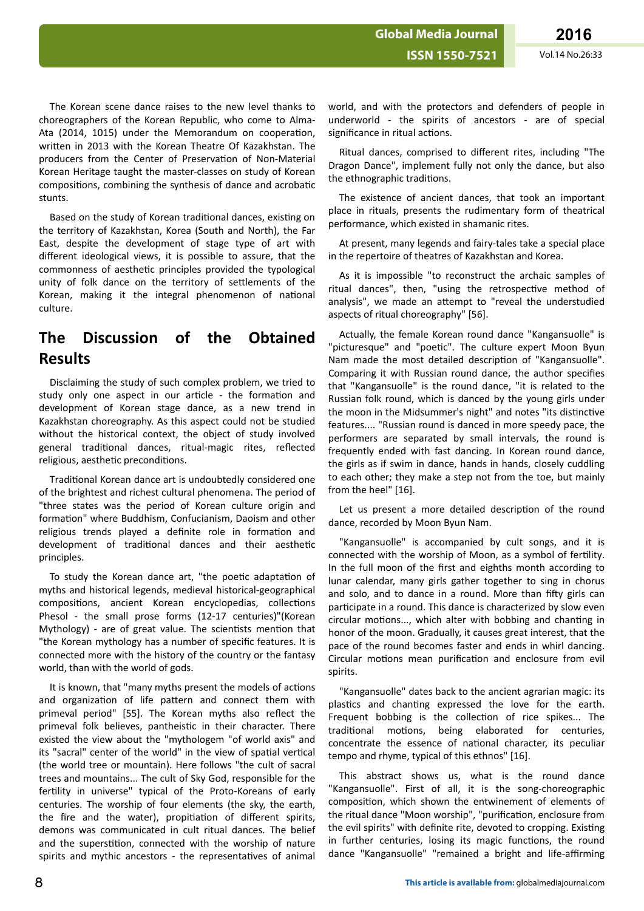The Korean scene dance raises to the new level thanks to choreographers of the Korean Republic, who come to Alma-Ata (2014, 1015) under the Memorandum on cooperation, written in 2013 with the Korean Theatre Of Kazakhstan. The producers from the Center of Preservation of Non-Material Korean Heritage taught the master-classes on study of Korean compositions, combining the synthesis of dance and acrobatic stunts.

Based on the study of Korean traditional dances, existing on the territory of Kazakhstan, Korea (South and North), the Far East, despite the development of stage type of art with different ideological views, it is possible to assure, that the commonness of aesthetic principles provided the typological unity of folk dance on the territory of settlements of the Korean, making it the integral phenomenon of national culture.

## The Discussion of the Obtained Results

Disclaiming the study of such complex problem, we tried to study only one aspect in our article - the formation and development of Korean stage dance, as a new trend in Kazakhstan choreography. As this aspect could not be studied without the historical context, the object of study involved general traditional dances, ritual-magic rites, reflected religious, aesthetic preconditions.

Traditional Korean dance art is undoubtedly considered one of the brightest and richest cultural phenomena. The period of "three states was the period of Korean culture origin and formation" where Buddhism, Confucianism, Daoism and other religious trends played a definite role in formation and development of traditional dances and their aesthetic principles.

To study the Korean dance art, "the poetic adaptation of myths and historical legends, medieval historical-geographical compositions, ancient Korean encyclopedias, collections Phesol - the small prose forms (12-17 centuries)"(Korean Mythology) - are of great value. The scientists mention that "the Korean mythology has a number of specific features. It is connected more with the history of the country or the fantasy world, than with the world of gods.

It is known, that "many myths present the models of actions and organization of life pattern and connect them with primeval period" [55]. The Korean myths also reflect the primeval folk believes, pantheistic in their character. There existed the view about the "mythologem "of world axis" and its "sacral" center of the world" in the view of spatial vertical (the world tree or mountain). Here follows "the cult of sacral trees and mountains... The cult of Sky God, responsible for the fertility in universe" typical of the Proto-Koreans of early centuries. The worship of four elements (the sky, the earth, the fire and the water), propitiation of different spirits, demons was communicated in cult ritual dances. The belief and the superstition, connected with the worship of nature spirits and mythic ancestors - the representatives of animal world, and with the protectors and defenders of people in underworld - the spirits of ancestors - are of special significance in ritual actions.

Ritual dances, comprised to different rites, including "The Dragon Dance", implement fully not only the dance, but also the ethnographic traditions.

The existence of ancient dances, that took an important place in rituals, presents the rudimentary form of theatrical performance, which existed in shamanic rites.

At present, many legends and fairy-tales take a special place in the repertoire of theatres of Kazakhstan and Korea.

As it is impossible "to reconstruct the archaic samples of ritual dances", then, "using the retrospective method of analysis", we made an attempt to "reveal the understudied aspects of ritual choreography" [56].

Actually, the female Korean round dance "Kangansuolle" is "picturesque" and "poetic". The culture expert Moon Byun Nam made the most detailed description of "Kangansuolle". Comparing it with Russian round dance, the author specifies that "Kangansuolle" is the round dance, "it is related to the Russian folk round, which is danced by the young girls under the moon in the Midsummer's night" and notes "its distinctive features.... "Russian round is danced in more speedy pace, the performers are separated by small intervals, the round is frequently ended with fast dancing. In Korean round dance, the girls as if swim in dance, hands in hands, closely cuddling to each other; they make a step not from the toe, but mainly from the heel" [16].

Let us present a more detailed description of the round dance, recorded by Moon Byun Nam.

"Kangansuolle" is accompanied by cult songs, and it is connected with the worship of Moon, as a symbol of fertility. In the full moon of the first and eighths month according to lunar calendar, many girls gather together to sing in chorus and solo, and to dance in a round. More than fifty girls can participate in a round. This dance is characterized by slow even circular motions..., which alter with bobbing and chanting in honor of the moon. Gradually, it causes great interest, that the pace of the round becomes faster and ends in whirl dancing. Circular motions mean purification and enclosure from evil spirits.

"Kangansuolle" dates back to the ancient agrarian magic: its plastics and chanting expressed the love for the earth. Frequent bobbing is the collection of rice spikes... The traditional motions, being elaborated for centuries, concentrate the essence of national character, its peculiar tempo and rhyme, typical of this ethnos" [16].

This abstract shows us, what is the round dance "Kangansuolle". First of all, it is the song-choreographic composition, which shown the entwinement of elements of the ritual dance "Moon worship", "purification, enclosure from the evil spirits" with definite rite, devoted to cropping. Existing in further centuries, losing its magic functions, the round dance "Kangansuolle" "remained a bright and life-affirming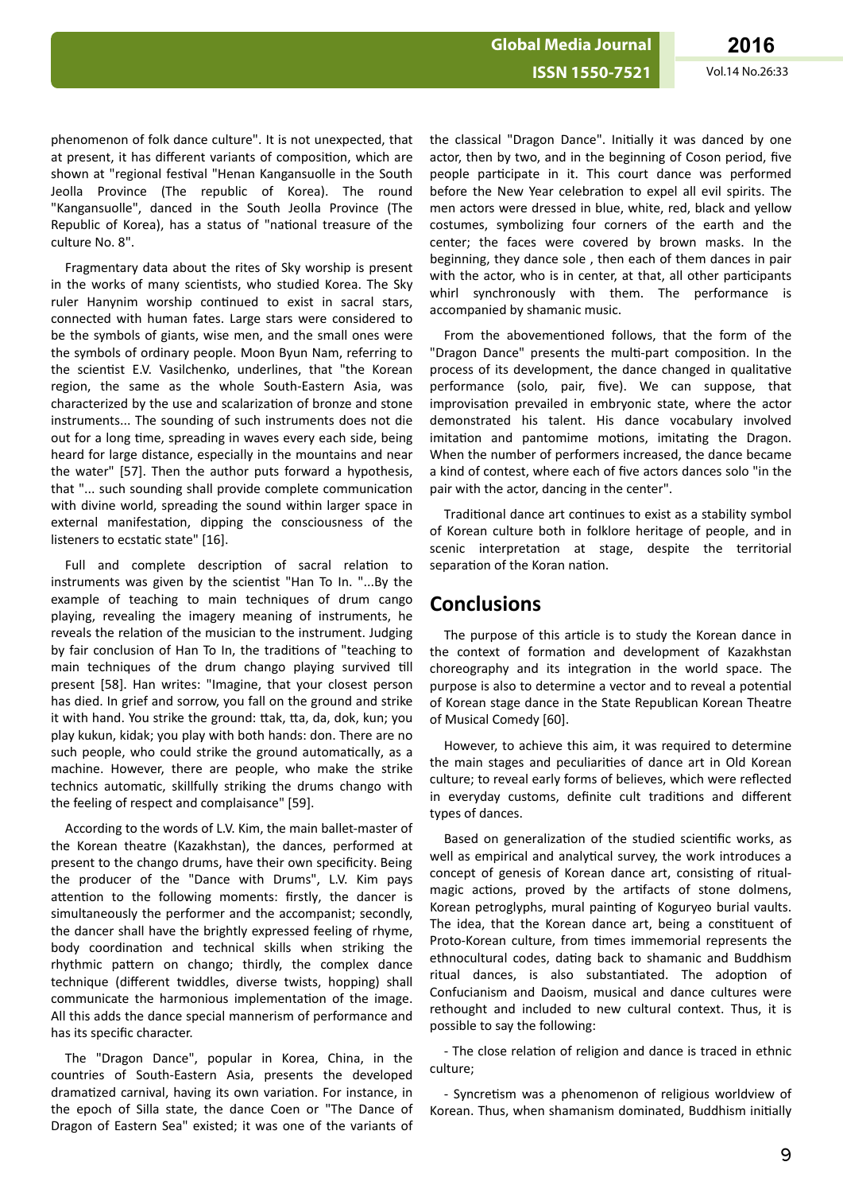phenomenon of folk dance culture". It is not unexpected, that at present, it has different variants of composition, which are shown at "regional festival "Henan Kangansuolle in the South Jeolla Province (The republic of Korea). The round "Kangansuolle", danced in the South Jeolla Province (The Republic of Korea), has a status of "national treasure of the culture No. 8".

Fragmentary data about the rites of Sky worship is present in the works of many scientists, who studied Korea. The Sky ruler Hanynim worship continued to exist in sacral stars, connected with human fates. Large stars were considered to be the symbols of giants, wise men, and the small ones were the symbols of ordinary people. Moon Byun Nam, referring to the scientist E.V. Vasilchenko, underlines, that "the Korean region, the same as the whole South-Eastern Asia, was characterized by the use and scalarization of bronze and stone instruments... The sounding of such instruments does not die out for a long time, spreading in waves every each side, being heard for large distance, especially in the mountains and near the water" [57]. Then the author puts forward a hypothesis, that "... such sounding shall provide complete communication with divine world, spreading the sound within larger space in external manifestation, dipping the consciousness of the listeners to ecstatic state" [16].

Full and complete description of sacral relation to instruments was given by the scientist "Han To In. "...By the example of teaching to main techniques of drum cango playing, revealing the imagery meaning of instruments, he reveals the relation of the musician to the instrument. Judging by fair conclusion of Han To In, the traditions of "teaching to main techniques of the drum chango playing survived till present [58]. Han writes: "Imagine, that your closest person has died. In grief and sorrow, you fall on the ground and strike it with hand. You strike the ground: ttak, tta, da, dok, kun; you play kukun, kidak; you play with both hands: don. There are no such people, who could strike the ground automatically, as a machine. However, there are people, who make the strike technics automatic, skillfully striking the drums chango with the feeling of respect and complaisance" [59].

According to the words of L.V. Kim, the main ballet-master of the Korean theatre (Kazakhstan), the dances, performed at present to the chango drums, have their own specificity. Being the producer of the "Dance with Drums", L.V. Kim pays attention to the following moments: firstly, the dancer is simultaneously the performer and the accompanist; secondly, the dancer shall have the brightly expressed feeling of rhyme, body coordination and technical skills when striking the rhythmic pattern on chango; thirdly, the complex dance technique (different twiddles, diverse twists, hopping) shall communicate the harmonious implementation of the image. All this adds the dance special mannerism of performance and has its specific character.

The "Dragon Dance", popular in Korea, China, in the countries of South-Eastern Asia, presents the developed dramatized carnival, having its own variation. For instance, in the epoch of Silla state, the dance Coen or "The Dance of Dragon of Eastern Sea" existed; it was one of the variants of the classical "Dragon Dance". Initially it was danced by one actor, then by two, and in the beginning of Coson period, five people participate in it. This court dance was performed before the New Year celebration to expel all evil spirits. The men actors were dressed in blue, white, red, black and yellow costumes, symbolizing four corners of the earth and the center; the faces were covered by brown masks. In the beginning, they dance sole , then each of them dances in pair with the actor, who is in center, at that, all other participants whirl synchronously with them. The performance is accompanied by shamanic music.

From the abovementioned follows, that the form of the "Dragon Dance" presents the multi-part composition. In the process of its development, the dance changed in qualitative performance (solo, pair, five). We can suppose, that improvisation prevailed in embryonic state, where the actor demonstrated his talent. His dance vocabulary involved imitation and pantomime motions, imitating the Dragon. When the number of performers increased, the dance became a kind of contest, where each of five actors dances solo "in the pair with the actor, dancing in the center".

Traditional dance art continues to exist as a stability symbol of Korean culture both in folklore heritage of people, and in scenic interpretation at stage, despite the territorial separation of the Koran nation.

## Conclusions

The purpose of this article is to study the Korean dance in the context of formation and development of Kazakhstan choreography and its integration in the world space. The purpose is also to determine a vector and to reveal a potential of Korean stage dance in the State Republican Korean Theatre of Musical Comedy [60].

However, to achieve this aim, it was required to determine the main stages and peculiarities of dance art in Old Korean culture; to reveal early forms of believes, which were reflected in everyday customs, definite cult traditions and different types of dances.

Based on generalization of the studied scientific works, as well as empirical and analytical survey, the work introduces a concept of genesis of Korean dance art, consisting of ritual-magic actions, proved by the artifacts of stone dolmens, Korean petroglyphs, mural painting of Koguryeo burial vaults. The idea, that the Korean dance art, being a constituent of Proto-Korean culture, from times immemorial represents the ethnocultural codes, dating back to shamanic and Buddhism ritual dances, is also substantiated. The adoption of Confucianism and Daoism, musical and dance cultures were rethought and included to new cultural context. Thus, it is possible to say the following:

- The close relation of religion and dance is traced in ethnic culture;

- Syncretism was a phenomenon of religious worldview of Korean. Thus, when shamanism dominated, Buddhism initially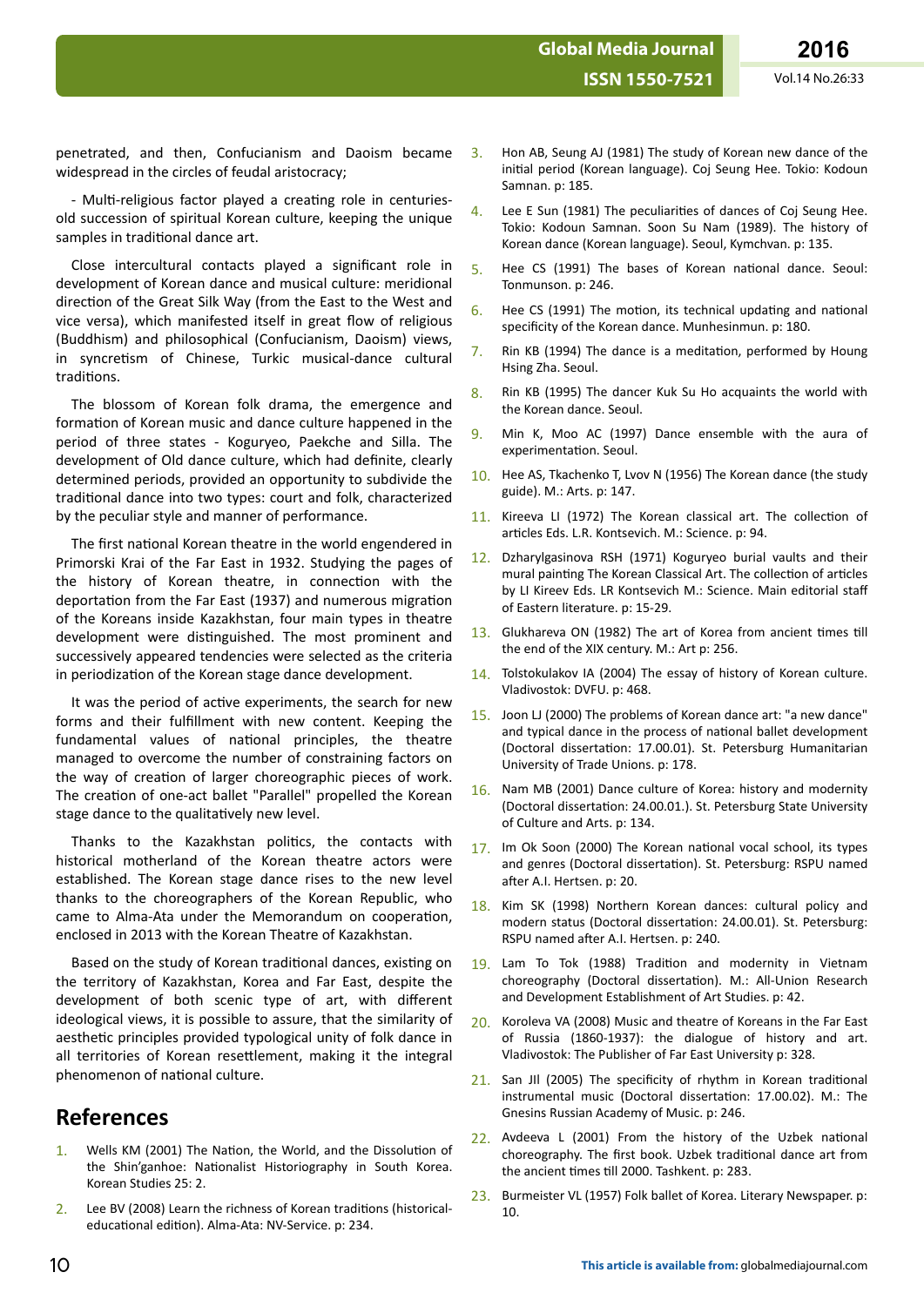penetrated, and then, Confucianism and Daoism became widespread in the circles of feudal aristocracy;

- Multi-religious factor played a creating role in centuries-old succession of spiritual Korean culture, keeping the unique samples in traditional dance art.

Close intercultural contacts played a significant role in development of Korean dance and musical culture: meridional direction of the Great Silk Way (from the East to the West and vice versa), which manifested itself in great flow of religious (Buddhism) and philosophical (Confucianism, Daoism) views, in syncretism of Chinese, Turkic musical-dance cultural traditions.

The blossom of Korean folk drama, the emergence and formation of Korean music and dance culture happened in the period of three states - Koguryeo, Paekche and Silla. The development of Old dance culture, which had definite, clearly determined periods, provided an opportunity to subdivide the traditional dance into two types: court and folk, characterized by the peculiar style and manner of performance.

The first national Korean theatre in the world engendered in Primorski Krai of the Far East in 1932. Studying the pages of the history of Korean theatre, in connection with the deportation from the Far East (1937) and numerous migration of the Koreans inside Kazakhstan, four main types in theatre development were distinguished. The most prominent and successively appeared tendencies were selected as the criteria in periodization of the Korean stage dance development.

It was the period of active experiments, the search for new forms and their fulfillment with new content. Keeping the fundamental values of national principles, the theatre managed to overcome the number of constraining factors on the way of creation of larger choreographic pieces of work. The creation of one-act ballet "Parallel" propelled the Korean stage dance to the qualitatively new level.

Thanks to the Kazakhstan politics, the contacts with historical motherland of the Korean theatre actors were established. The Korean stage dance rises to the new level thanks to the choreographers of the Korean Republic, who came to Alma-Ata under the Memorandum on cooperation, enclosed in 2013 with the Korean Theatre of Kazakhstan.

Based on the study of Korean traditional dances, existing on the territory of Kazakhstan, Korea and Far East, despite the development of both scenic type of art, with different ideological views, it is possible to assure, that the similarity of aesthetic principles provided typological unity of folk dance in all territories of Korean resettlement, making it the integral phenomenon of national culture.

## References

1. Wells KM (2001) The Nation, the World, and the Dissolution of the Shin'ganhoe: Nationalist Historiography in South Korea. Korean Studies 25: 2.
2. Lee BV (2008) Learn the richness of Korean traditions (historical-educational edition). Alma-Ata: NV-Service. p: 234.
3. Hon AB, Seung AJ (1981) The study of Korean new dance of the initial period (Korean language). Coj Seung Hee. Tokio: Kodoun Samnan. p: 185.
4. Lee E Sun (1981) The peculiarities of dances of Coj Seung Hee. Tokio: Kodoun Samnan. Soon Su Nam (1989). The history of Korean dance (Korean language). Seoul, Kymchvan. p: 135.
5. Hee CS (1991) The bases of Korean national dance. Seoul: Tonmunson. p: 246.
6. Hee CS (1991) The motion, its technical updating and national specificity of the Korean dance. Munhesinmun. p: 180.
7. Rin KB (1994) The dance is a meditation, performed by Houng Hsing Zha. Seoul.
8. Rin KB (1995) The dancer Kuk Su Ho acquaints the world with the Korean dance. Seoul.
9. Min K, Moo AC (1997) Dance ensemble with the aura of experimentation. Seoul.
10. Hee AS, Tkachenko T, Lvov N (1956) The Korean dance (the study guide). M.: Arts. p: 147.
11. Kireeva LI (1972) The Korean classical art. The collection of articles Eds. L.R. Kontsevich. M.: Science. p: 94.
12. Dzharylgasinova RSH (1971) Koguryeo burial vaults and their mural painting The Korean Classical Art. The collection of articles by LI Kireev Eds. LR Kontsevich M.: Science. Main editorial staff of Eastern literature. p: 15-29.
13. Glukhareva ON (1982) The art of Korea from ancient times till the end of the XIX century. M.: Art p: 256.
14. Tolstokulakov IA (2004) The essay of history of Korean culture. Vladivostok: DVFU. p: 468.
15. Joon LJ (2000) The problems of Korean dance art: "a new dance" and typical dance in the process of national ballet development (Doctoral dissertation: 17.00.01). St. Petersburg Humanitarian University of Trade Unions. p: 178.
16. Nam MB (2001) Dance culture of Korea: history and modernity (Doctoral dissertation: 24.00.01.). St. Petersburg State University of Culture and Arts. p: 134.
17. Im Ok Soon (2000) The Korean national vocal school, its types and genres (Doctoral dissertation). St. Petersburg: RSPU named after A.I. Hertsen. p: 20.
18. Kim SK (1998) Northern Korean dances: cultural policy and modern status (Doctoral dissertation: 24.00.01). St. Petersburg: RSPU named after A.I. Hertsen. p: 240.
19. Lam To Tok (1988) Tradition and modernity in Vietnam choreography (Doctoral dissertation). M.: All-Union Research and Development Establishment of Art Studies. p: 42.
20. Koroleva VA (2008) Music and theatre of Koreans in the Far East of Russia (1860-1937): the dialogue of history and art. Vladivostok: The Publisher of Far East University p: 328.
21. San JIl (2005) The specificity of rhythm in Korean traditional instrumental music (Doctoral dissertation: 17.00.02). M.: The Gnesins Russian Academy of Music. p: 246.
22. Avdeeva L (2001) From the history of the Uzbek national choreography. The first book. Uzbek traditional dance art from the ancient times till 2000. Tashkent. p: 283.
23. Burmeister VL (1957) Folk ballet of Korea. Literary Newspaper. p: 10.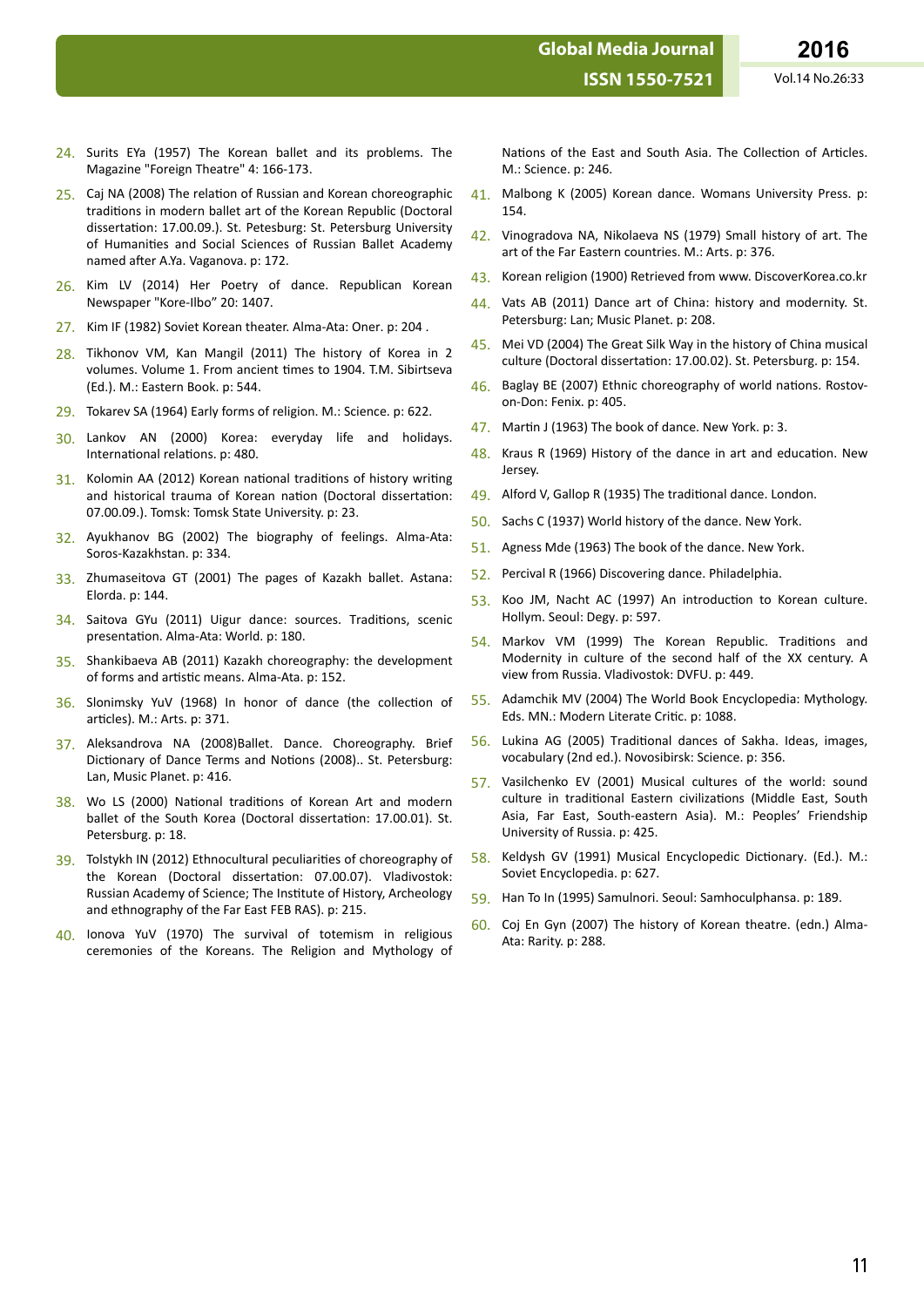24. Surits EYa (1957) The Korean ballet and its problems. The Magazine "Foreign Theatre" 4: 166-173.
25. Caj NA (2008) The relation of Russian and Korean choreographic traditions in modern ballet art of the Korean Republic (Doctoral dissertation: 17.00.09.). St. Petesburg: St. Petersburg University of Humanities and Social Sciences of Russian Ballet Academy named after A.Ya. Vaganova. p: 172.
26. Kim LV (2014) Her Poetry of dance. Republican Korean Newspaper "Kore-Ilbo" 20: 1407.
27. Kim IF (1982) Soviet Korean theater. Alma-Ata: Oner. p: 204 .
28. Tikhonov VM, Kan Mangil (2011) The history of Korea in 2 volumes. Volume 1. From ancient times to 1904. T.M. Sibirtseva (Ed.). M.: Eastern Book. p: 544.
29. Tokarev SA (1964) Early forms of religion. M.: Science. p: 622.
30. Lankov AN (2000) Korea: everyday life and holidays. International relations. p: 480.
31. Kolomin AA (2012) Korean national traditions of history writing and historical trauma of Korean nation (Doctoral dissertation: 07.00.09.). Tomsk: Tomsk State University. p: 23.
32. Ayukhanov BG (2002) The biography of feelings. Alma-Ata: Soros-Kazakhstan. p: 334.
33. Zhumaseitova GT (2001) The pages of Kazakh ballet. Astana: Elorda. p: 144.
34. Saitova GYu (2011) Uigur dance: sources. Traditions, scenic presentation. Alma-Ata: World. p: 180.
35. Shankibaeva AB (2011) Kazakh choreography: the development of forms and artistic means. Alma-Ata. p: 152.
36. Slonimsky YuV (1968) In honor of dance (the collection of articles). M.: Arts. p: 371.
37. Aleksandrova NA (2008)Ballet. Dance. Choreography. Brief Dictionary of Dance Terms and Notions (2008).. St. Petersburg: Lan, Music Planet. p: 416.
38. Wo LS (2000) National traditions of Korean Art and modern ballet of the South Korea (Doctoral dissertation: 17.00.01). St. Petersburg. p: 18.
39. Tolstykh IN (2012) Ethnocultural peculiarities of choreography of the Korean (Doctoral dissertation: 07.00.07). Vladivostok: Russian Academy of Science; The Institute of History, Archeology and ethnography of the Far East FEB RAS). p: 215.
40. Ionova YuV (1970) The survival of totemism in religious ceremonies of the Koreans. The Religion and Mythology of Nations of the East and South Asia. The Collection of Articles. M.: Science. p: 246.
41. Malbong K (2005) Korean dance. Womans University Press. p: 154.
42. Vinogradova NA, Nikolaeva NS (1979) Small history of art. The art of the Far Eastern countries. M.: Arts. p: 376.
43. Korean religion (1900) Retrieved from www. DiscoverKorea.co.kr
44. Vats AB (2011) Dance art of China: history and modernity. St. Petersburg: Lan; Music Planet. p: 208.
45. Mei VD (2004) The Great Silk Way in the history of China musical culture (Doctoral dissertation: 17.00.02). St. Petersburg. p: 154.
46. Baglay BE (2007) Ethnic choreography of world nations. Rostov-on-Don: Fenix. p: 405.
47. Martin J (1963) The book of dance. New York. p: 3.
48. Kraus R (1969) History of the dance in art and education. New Jersey.
49. Alford V, Gallop R (1935) The traditional dance. London.
50. Sachs C (1937) World history of the dance. New York.
51. Agness Mde (1963) The book of the dance. New York.
52. Percival R (1966) Discovering dance. Philadelphia.
53. Koo JM, Nacht AC (1997) An introduction to Korean culture. Hollym. Seoul: Degy. p: 597.
54. Markov VM (1999) The Korean Republic. Traditions and Modernity in culture of the second half of the XX century. A view from Russia. Vladivostok: DVFU. p: 449.
55. Adamchik MV (2004) The World Book Encyclopedia: Mythology. Eds. MN.: Modern Literate Critic. p: 1088.
56. Lukina AG (2005) Traditional dances of Sakha. Ideas, images, vocabulary (2nd ed.). Novosibirsk: Science. p: 356.
57. Vasilchenko EV (2001) Musical cultures of the world: sound culture in traditional Eastern civilizations (Middle East, South Asia, Far East, South-eastern Asia). M.: Peoples' Friendship University of Russia. p: 425.
58. Keldysh GV (1991) Musical Encyclopedic Dictionary. (Ed.). M.: Soviet Encyclopedia. p: 627.
59. Han To In (1995) Samulnori. Seoul: Samhoculphansa. p: 189.
60. Coj En Gyn (2007) The history of Korean theatre. (edn.) Alma-Ata: Rarity. p: 288.